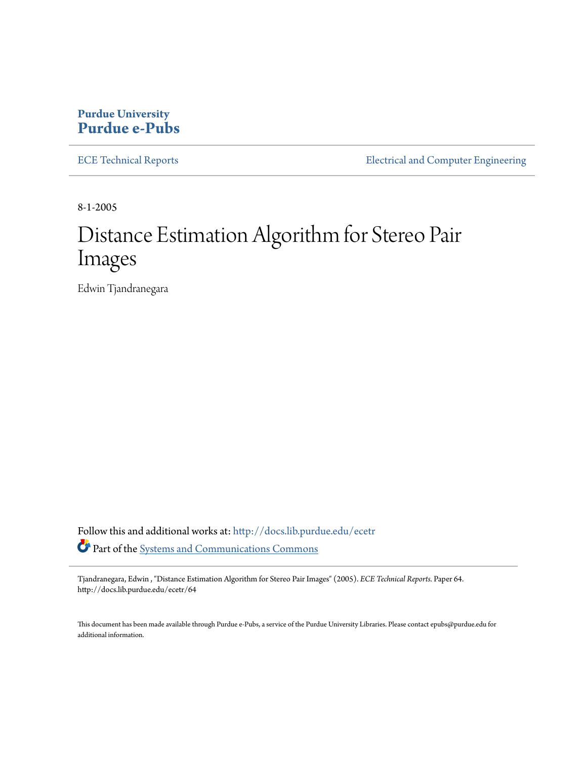**Purdue University**
**Purdue e-Pubs**

ECE Technical Reports | Electrical and Computer Engineering

8-1-2005

# Distance Estimation Algorithm for Stereo Pair Images

Edwin Tjandranegara

Follow this and additional works at: http://docs.lib.purdue.edu/ecetr

Part of the Systems and Communications Commons

Tjandranegara, Edwin , "Distance Estimation Algorithm for Stereo Pair Images" (2005). *ECE Technical Reports.* Paper 64.
http://docs.lib.purdue.edu/ecetr/64

This document has been made available through Purdue e-Pubs, a service of the Purdue University Libraries. Please contact epubs@purdue.edu for additional information.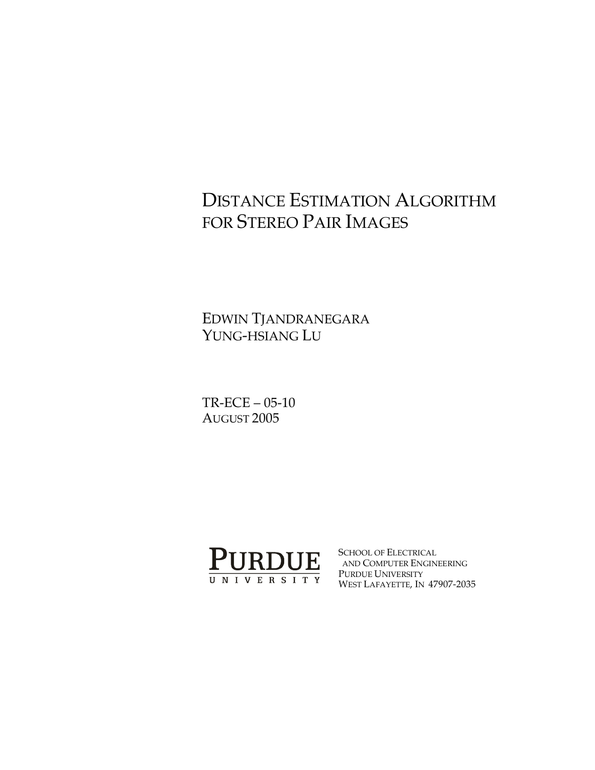# DISTANCE ESTIMATION ALGORITHM FOR STEREO PAIR IMAGES

EDWIN TJANDRANEGARA
YUNG-HSIANG LU

TR-ECE – 05-10
AUGUST 2005

PURDUE UNIVERSITY

SCHOOL OF ELECTRICAL
AND COMPUTER ENGINEERING
PURDUE UNIVERSITY
WEST LAFAYETTE, IN 47907-2035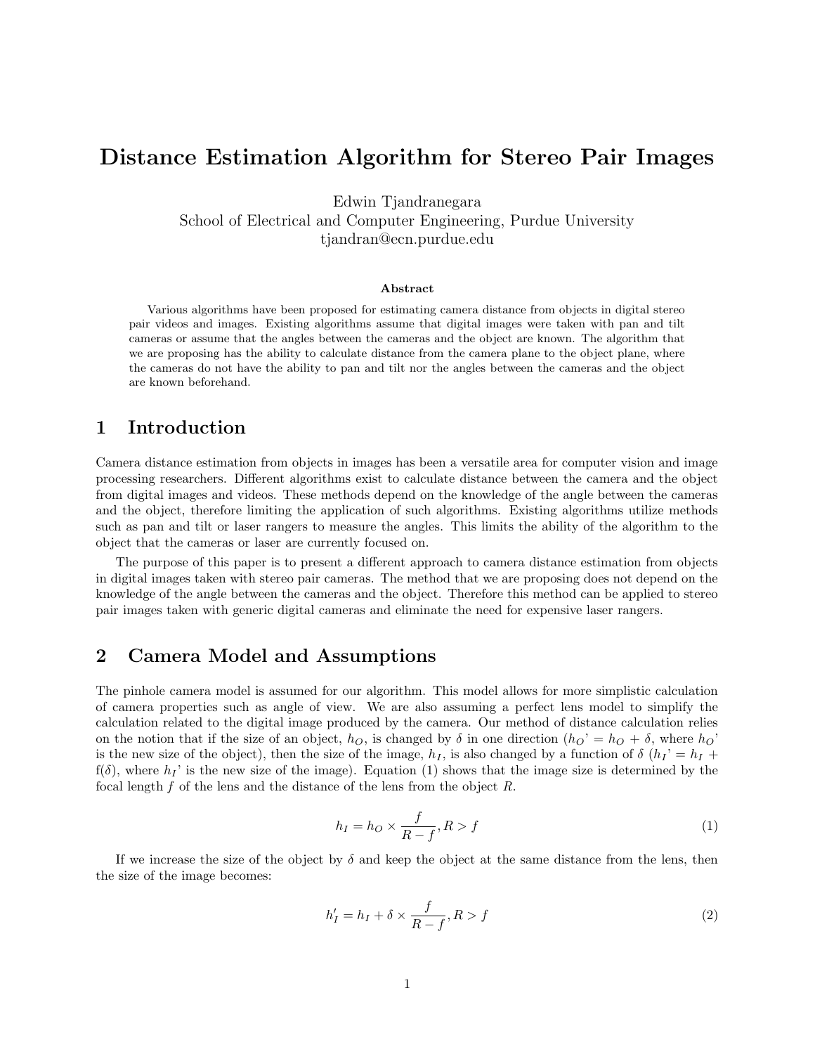# Distance Estimation Algorithm for Stereo Pair Images

Edwin Tjandranegara
School of Electrical and Computer Engineering, Purdue University
tjandran@ecn.purdue.edu

**Abstract**

Various algorithms have been proposed for estimating camera distance from objects in digital stereo pair videos and images. Existing algorithms assume that digital images were taken with pan and tilt cameras or assume that the angles between the cameras and the object are known. The algorithm that we are proposing has the ability to calculate distance from the camera plane to the object plane, where the cameras do not have the ability to pan and tilt nor the angles between the cameras and the object are known beforehand.

## 1 Introduction

Camera distance estimation from objects in images has been a versatile area for computer vision and image processing researchers. Different algorithms exist to calculate distance between the camera and the object from digital images and videos. These methods depend on the knowledge of the angle between the cameras and the object, therefore limiting the application of such algorithms. Existing algorithms utilize methods such as pan and tilt or laser rangers to measure the angles. This limits the ability of the algorithm to the object that the cameras or laser are currently focused on.

The purpose of this paper is to present a different approach to camera distance estimation from objects in digital images taken with stereo pair cameras. The method that we are proposing does not depend on the knowledge of the angle between the cameras and the object. Therefore this method can be applied to stereo pair images taken with generic digital cameras and eliminate the need for expensive laser rangers.

## 2 Camera Model and Assumptions

The pinhole camera model is assumed for our algorithm. This model allows for more simplistic calculation of camera properties such as angle of view. We are also assuming a perfect lens model to simplify the calculation related to the digital image produced by the camera. Our method of distance calculation relies on the notion that if the size of an object, $h_O$, is changed by $\delta$ in one direction ($h_O$' = $h_O$ + $\delta$, where $h_O$' is the new size of the object), then the size of the image, $h_I$, is also changed by a function of $\delta$ ($h_I$' = $h_I$ + f($\delta$), where $h_I$' is the new size of the image). Equation (1) shows that the image size is determined by the focal length $f$ of the lens and the distance of the lens from the object $R$.

$$h_I = h_O \times \frac{f}{R - f}, R > f \tag{1}$$

If we increase the size of the object by $\delta$ and keep the object at the same distance from the lens, then the size of the image becomes:

$$h_I' = h_I + \delta \times \frac{f}{R - f}, R > f \tag{2}$$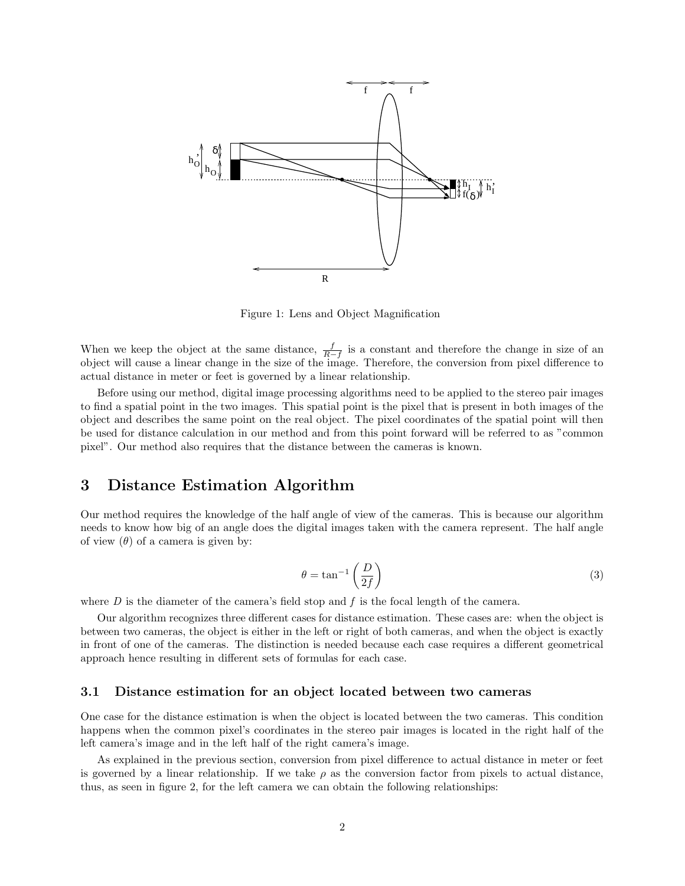f f

δ

$h_O'$ $h_O$

$h_I$ $f(\delta)$ $h_I'$

R

Figure 1: Lens and Object Magnification

When we keep the object at the same distance, $\frac{f}{R-f}$ is a constant and therefore the change in size of an object will cause a linear change in the size of the image. Therefore, the conversion from pixel difference to actual distance in meter or feet is governed by a linear relationship.

Before using our method, digital image processing algorithms need to be applied to the stereo pair images to find a spatial point in the two images. This spatial point is the pixel that is present in both images of the object and describes the same point on the real object. The pixel coordinates of the spatial point will then be used for distance calculation in our method and from this point forward will be referred to as "common pixel". Our method also requires that the distance between the cameras is known.

## 3 Distance Estimation Algorithm

Our method requires the knowledge of the half angle of view of the cameras. This is because our algorithm needs to know how big of an angle does the digital images taken with the camera represent. The half angle of view ($\theta$) of a camera is given by:

$$\theta = \tan^{-1}\left(\frac{D}{2f}\right) \tag{3}$$

where $D$ is the diameter of the camera's field stop and $f$ is the focal length of the camera.

Our algorithm recognizes three different cases for distance estimation. These cases are: when the object is between two cameras, the object is either in the left or right of both cameras, and when the object is exactly in front of one of the cameras. The distinction is needed because each case requires a different geometrical approach hence resulting in different sets of formulas for each case.

### 3.1 Distance estimation for an object located between two cameras

One case for the distance estimation is when the object is located between the two cameras. This condition happens when the common pixel's coordinates in the stereo pair images is located in the right half of the left camera's image and in the left half of the right camera's image.

As explained in the previous section, conversion from pixel difference to actual distance in meter or feet is governed by a linear relationship. If we take $\rho$ as the conversion factor from pixels to actual distance, thus, as seen in figure 2, for the left camera we can obtain the following relationships: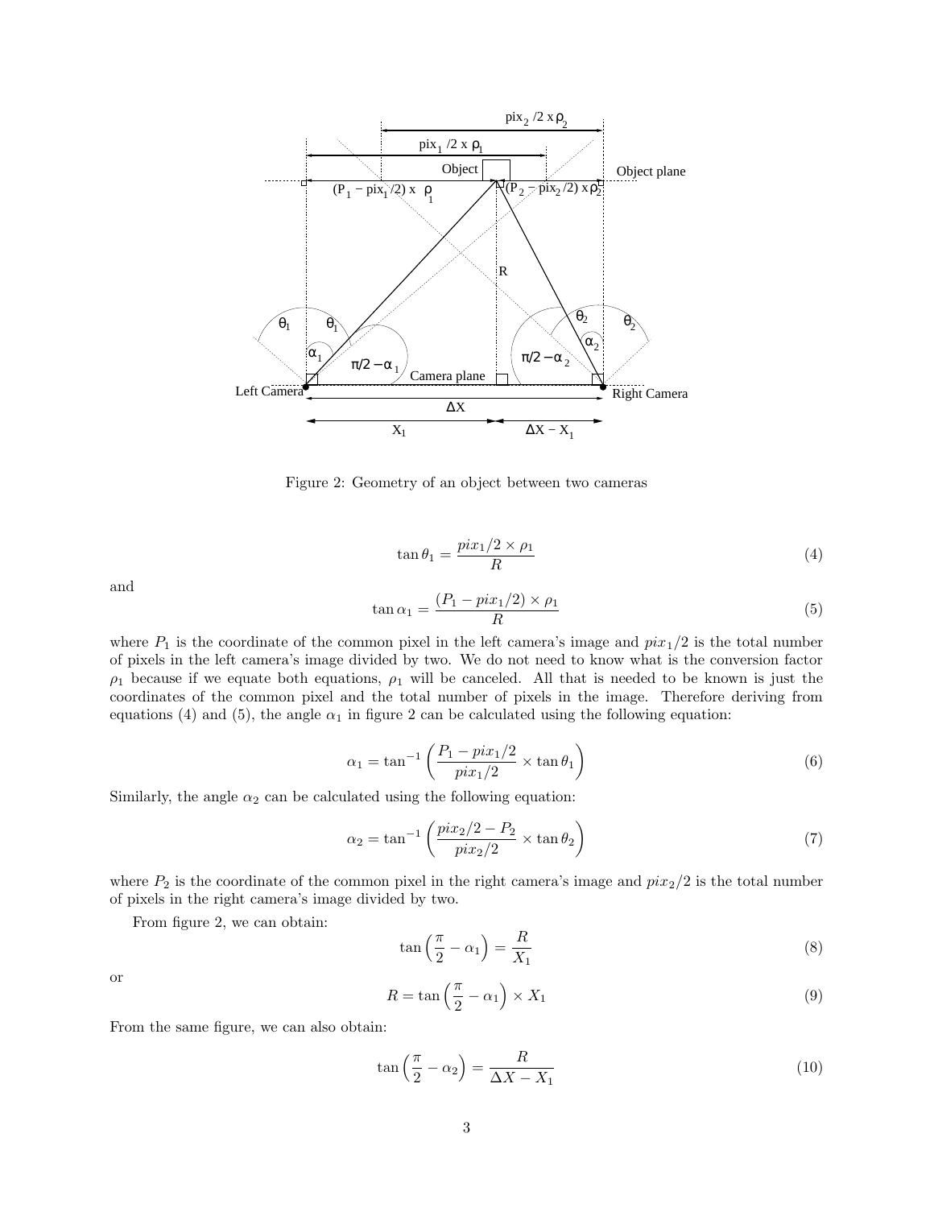Figure 2: Geometry of an object between two cameras

$$\tan \theta_1 = \frac{pix_1/2 \times \rho_1}{R} \tag{4}$$

and

$$\tan \alpha_1 = \frac{(P_1 - pix_1/2) \times \rho_1}{R} \tag{5}$$

where $P_1$ is the coordinate of the common pixel in the left camera's image and $pix_1/2$ is the total number of pixels in the left camera's image divided by two. We do not need to know what is the conversion factor $\rho_1$ because if we equate both equations, $\rho_1$ will be canceled. All that is needed to be known is just the coordinates of the common pixel and the total number of pixels in the image. Therefore deriving from equations (4) and (5), the angle $\alpha_1$ in figure 2 can be calculated using the following equation:

$$\alpha_1 = \tan^{-1}\left(\frac{P_1 - pix_1/2}{pix_1/2} \times \tan \theta_1\right) \tag{6}$$

Similarly, the angle $\alpha_2$ can be calculated using the following equation:

$$\alpha_2 = \tan^{-1}\left(\frac{pix_2/2 - P_2}{pix_2/2} \times \tan \theta_2\right) \tag{7}$$

where $P_2$ is the coordinate of the common pixel in the right camera's image and $pix_2/2$ is the total number of pixels in the right camera's image divided by two.

From figure 2, we can obtain:

$$\tan\left(\frac{\pi}{2} - \alpha_1\right) = \frac{R}{X_1} \tag{8}$$

or

$$R = \tan\left(\frac{\pi}{2} - \alpha_1\right) \times X_1 \tag{9}$$

From the same figure, we can also obtain:

$$\tan\left(\frac{\pi}{2} - \alpha_2\right) = \frac{R}{\Delta X - X_1} \tag{10}$$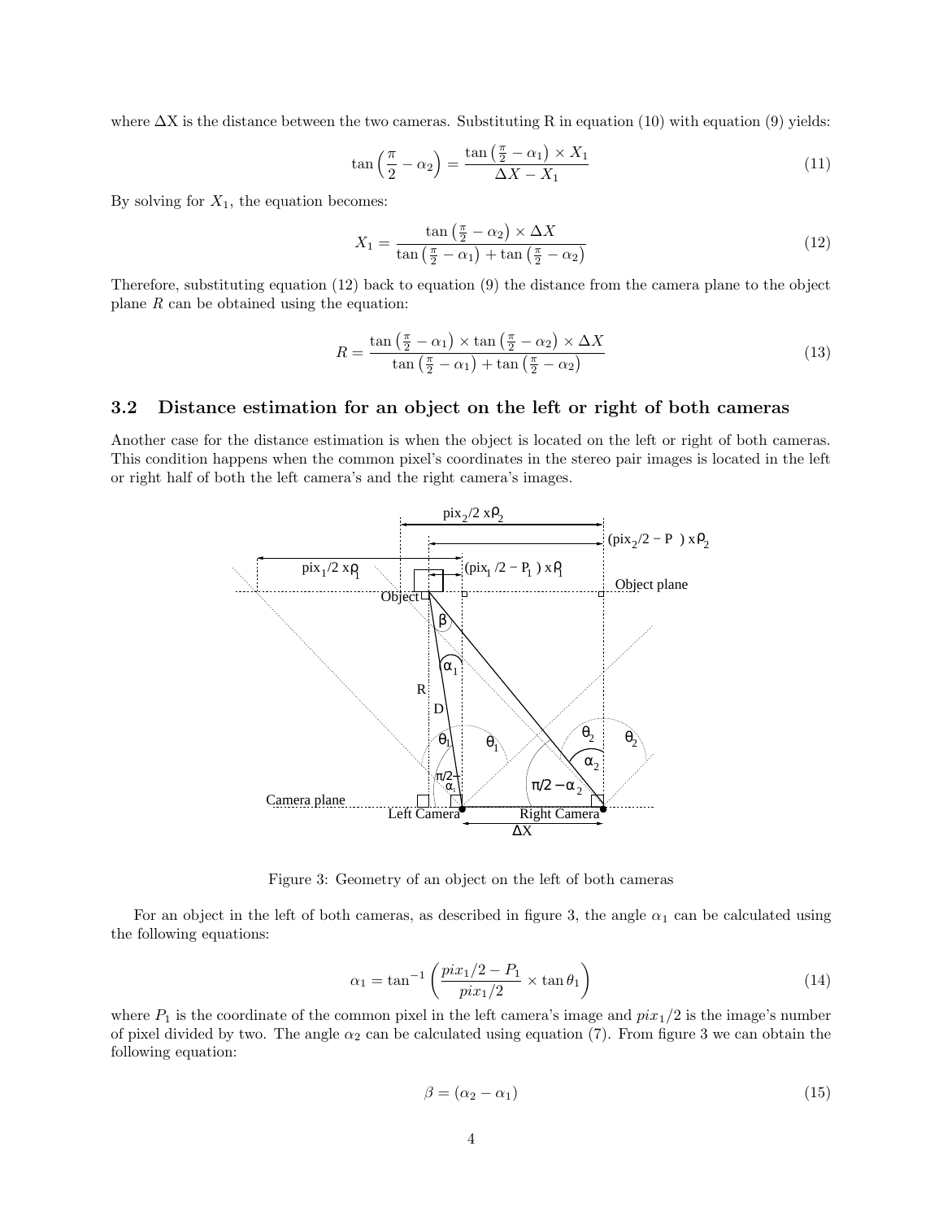where ΔX is the distance between the two cameras. Substituting R in equation (10) with equation (9) yields:

$$\tan\left(\frac{\pi}{2} - \alpha_2\right) = \frac{\tan\left(\frac{\pi}{2} - \alpha_1\right) \times X_1}{\Delta X - X_1} \tag{11}$$

By solving for $X_1$, the equation becomes:

$$X_1 = \frac{\tan\left(\frac{\pi}{2} - \alpha_2\right) \times \Delta X}{\tan\left(\frac{\pi}{2} - \alpha_1\right) + \tan\left(\frac{\pi}{2} - \alpha_2\right)} \tag{12}$$

Therefore, substituting equation (12) back to equation (9) the distance from the camera plane to the object plane $R$ can be obtained using the equation:

$$R = \frac{\tan\left(\frac{\pi}{2} - \alpha_1\right) \times \tan\left(\frac{\pi}{2} - \alpha_2\right) \times \Delta X}{\tan\left(\frac{\pi}{2} - \alpha_1\right) + \tan\left(\frac{\pi}{2} - \alpha_2\right)} \tag{13}$$

## 3.2 Distance estimation for an object on the left or right of both cameras

Another case for the distance estimation is when the object is located on the left or right of both cameras. This condition happens when the common pixel's coordinates in the stereo pair images is located in the left or right half of both the left camera's and the right camera's images.

pix2/2 xρ2
(pix2/2 − P ) xρ2
pix1/2 xρ1
(pix1/2 − P1 ) xρ1
Object plane
Object
β
α1
R
D
θ1
θ1
θ2
θ2
α2
π/2−α1
π/2 −α2
Camera plane
Left Camera
Right Camera
ΔX

Figure 3: Geometry of an object on the left of both cameras

For an object in the left of both cameras, as described in figure 3, the angle $\alpha_1$ can be calculated using the following equations:

$$\alpha_1 = \tan^{-1}\left(\frac{pix_1/2 - P_1}{pix_1/2} \times \tan\theta_1\right) \tag{14}$$

where $P_1$ is the coordinate of the common pixel in the left camera's image and $pix_1/2$ is the image's number of pixel divided by two. The angle $\alpha_2$ can be calculated using equation (7). From figure 3 we can obtain the following equation:

$$\beta = (\alpha_2 - \alpha_1) \tag{15}$$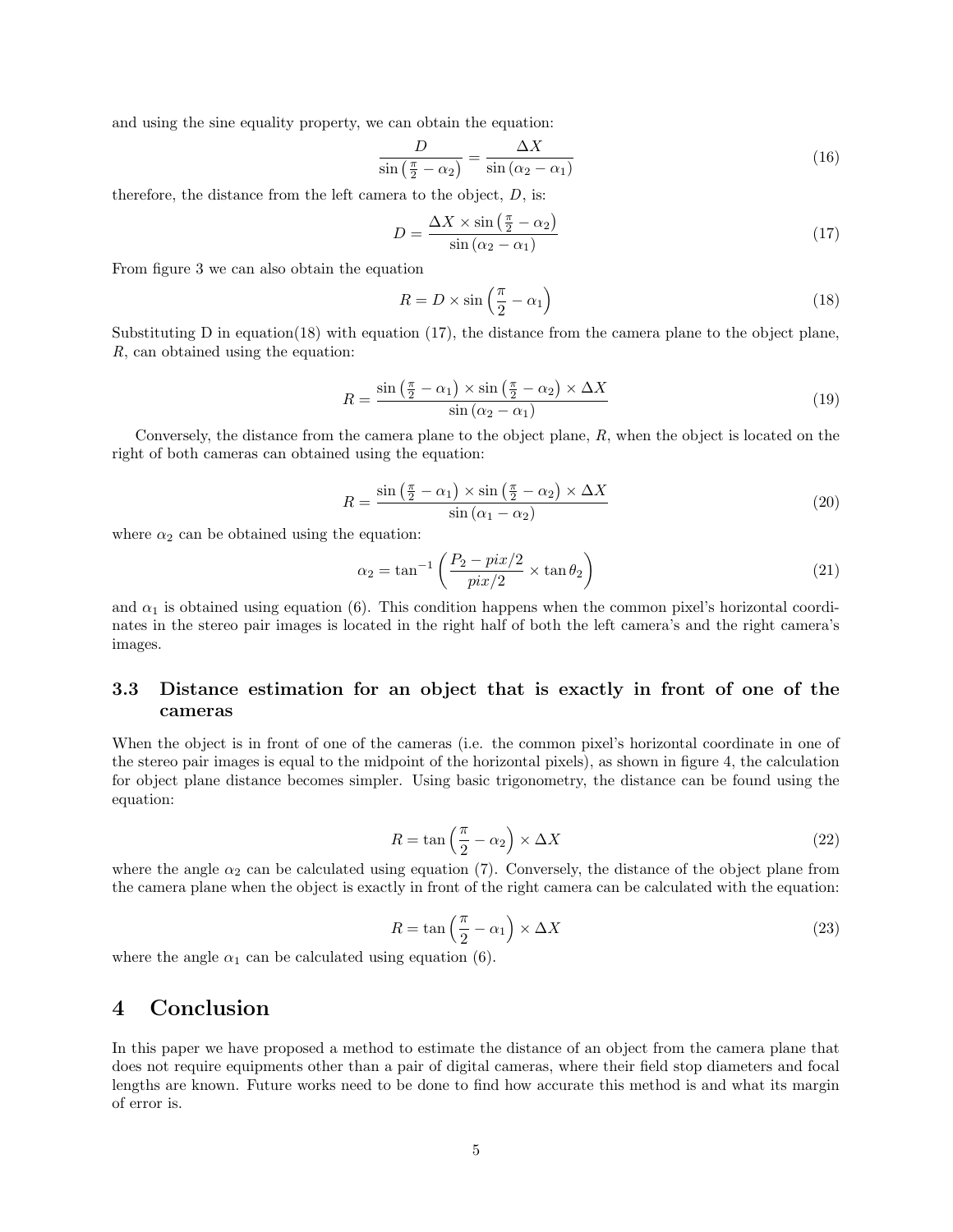and using the sine equality property, we can obtain the equation:

$$\frac{D}{\sin\left(\frac{\pi}{2} - \alpha_2\right)} = \frac{\Delta X}{\sin\left(\alpha_2 - \alpha_1\right)} \tag{16}$$

therefore, the distance from the left camera to the object, $D$, is:

$$D = \frac{\Delta X \times \sin\left(\frac{\pi}{2} - \alpha_2\right)}{\sin\left(\alpha_2 - \alpha_1\right)} \tag{17}$$

From figure 3 we can also obtain the equation

$$R = D \times \sin\left(\frac{\pi}{2} - \alpha_1\right) \tag{18}$$

Substituting D in equation(18) with equation (17), the distance from the camera plane to the object plane, $R$, can obtained using the equation:

$$R = \frac{\sin\left(\frac{\pi}{2} - \alpha_1\right) \times \sin\left(\frac{\pi}{2} - \alpha_2\right) \times \Delta X}{\sin\left(\alpha_2 - \alpha_1\right)} \tag{19}$$

Conversely, the distance from the camera plane to the object plane, $R$, when the object is located on the right of both cameras can obtained using the equation:

$$R = \frac{\sin\left(\frac{\pi}{2} - \alpha_1\right) \times \sin\left(\frac{\pi}{2} - \alpha_2\right) \times \Delta X}{\sin\left(\alpha_1 - \alpha_2\right)} \tag{20}$$

where $\alpha_2$ can be obtained using the equation:

$$\alpha_2 = \tan^{-1}\left(\frac{P_2 - pix/2}{pix/2} \times \tan\theta_2\right) \tag{21}$$

and $\alpha_1$ is obtained using equation (6). This condition happens when the common pixel's horizontal coordinates in the stereo pair images is located in the right half of both the left camera's and the right camera's images.

### 3.3 Distance estimation for an object that is exactly in front of one of the cameras

When the object is in front of one of the cameras (i.e. the common pixel's horizontal coordinate in one of the stereo pair images is equal to the midpoint of the horizontal pixels), as shown in figure 4, the calculation for object plane distance becomes simpler. Using basic trigonometry, the distance can be found using the equation:

$$R = \tan\left(\frac{\pi}{2} - \alpha_2\right) \times \Delta X \tag{22}$$

where the angle $\alpha_2$ can be calculated using equation (7). Conversely, the distance of the object plane from the camera plane when the object is exactly in front of the right camera can be calculated with the equation:

$$R = \tan\left(\frac{\pi}{2} - \alpha_1\right) \times \Delta X \tag{23}$$

where the angle $\alpha_1$ can be calculated using equation (6).

## 4 Conclusion

In this paper we have proposed a method to estimate the distance of an object from the camera plane that does not require equipments other than a pair of digital cameras, where their field stop diameters and focal lengths are known. Future works need to be done to find how accurate this method is and what its margin of error is.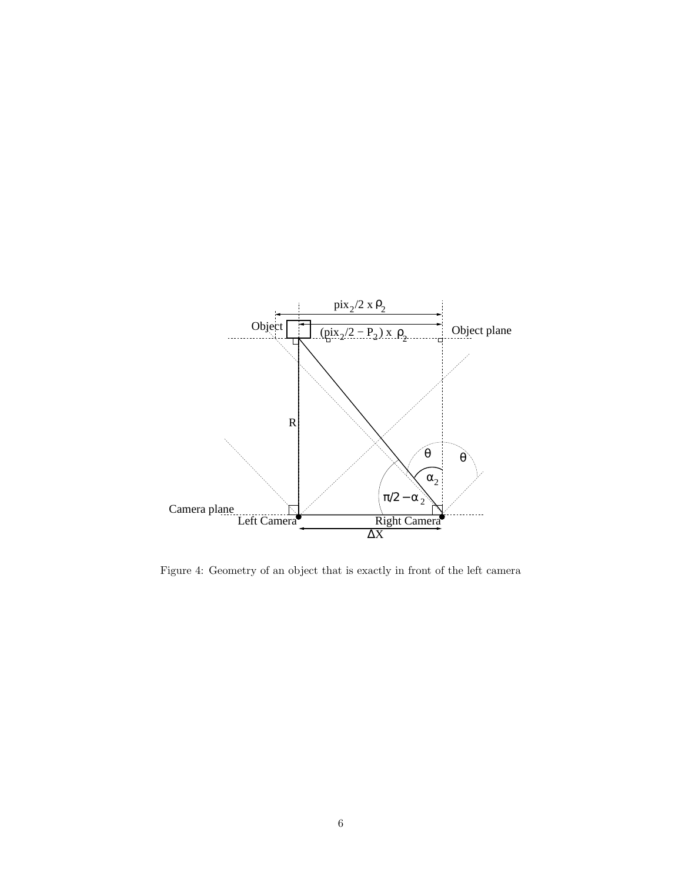$pix_2/2$ x $\rho_2$

Object

$(pix_2/2 - P_2)$ x $\rho_2$

Object plane

R

$\theta$

$\theta$

$\alpha_2$

$\pi/2 - \alpha_2$

Camera plane

Left Camera

Right Camera

$\Delta X$

Figure 4: Geometry of an object that is exactly in front of the left camera